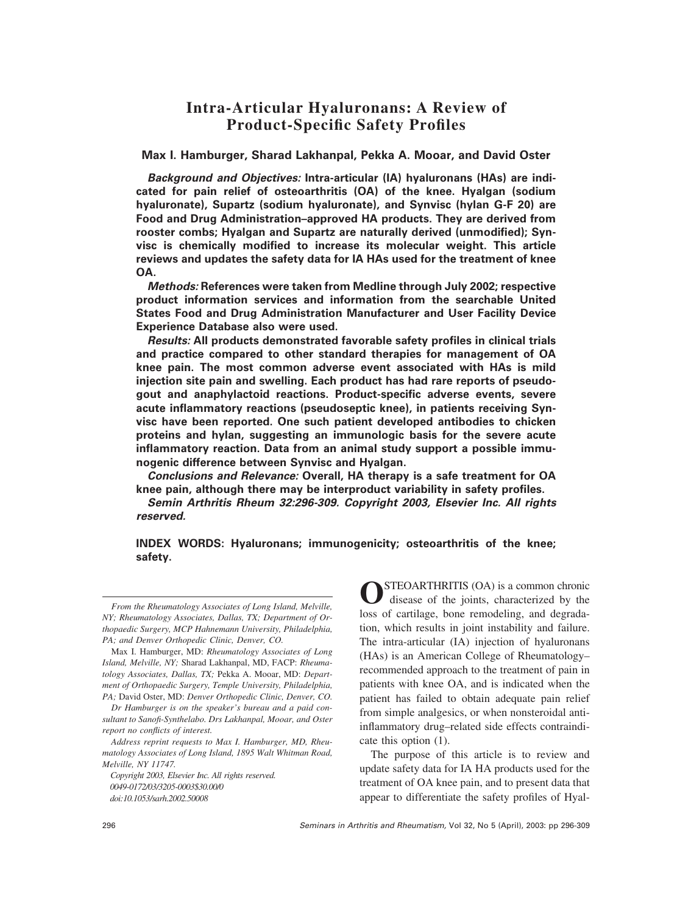# Intra-Articular Hyaluronans: A Review of Product-Specific Safety Profiles

**Max I. Hamburger, Sharad Lakhanpal, Pekka A. Mooar, and David Oster**

***Background and Objectives:*** **Intra-articular (IA) hyaluronans (HAs) are indicated for pain relief of osteoarthritis (OA) of the knee. Hyalgan (sodium hyaluronate), Supartz (sodium hyaluronate), and Synvisc (hylan G-F 20) are Food and Drug Administration–approved HA products. They are derived from rooster combs; Hyalgan and Supartz are naturally derived (unmodified); Synvisc is chemically modified to increase its molecular weight. This article reviews and updates the safety data for IA HAs used for the treatment of knee OA.**

***Methods:*** **References were taken from Medline through July 2002; respective product information services and information from the searchable United States Food and Drug Administration Manufacturer and User Facility Device Experience Database also were used.**

***Results:*** **All products demonstrated favorable safety profiles in clinical trials and practice compared to other standard therapies for management of OA knee pain. The most common adverse event associated with HAs is mild injection site pain and swelling. Each product has had rare reports of pseudogout and anaphylactoid reactions. Product-specific adverse events, severe acute inflammatory reactions (pseudoseptic knee), in patients receiving Synvisc have been reported. One such patient developed antibodies to chicken proteins and hylan, suggesting an immunologic basis for the severe acute inflammatory reaction. Data from an animal study support a possible immunogenic difference between Synvisc and Hyalgan.**

***Conclusions and Relevance:*** **Overall, HA therapy is a safe treatment for OA knee pain, although there may be interproduct variability in safety profiles.**

***Semin Arthritis Rheum 32:296-309. Copyright 2003, Elsevier Inc. All rights reserved.***

**INDEX WORDS: Hyaluronans; immunogenicity; osteoarthritis of the knee; safety.**

---

*From the Rheumatology Associates of Long Island, Melville, NY; Rheumatology Associates, Dallas, TX; Department of Orthopaedic Surgery, MCP Hahnemann University, Philadelphia, PA; and Denver Orthopedic Clinic, Denver, CO.*

Max I. Hamburger, MD: *Rheumatology Associates of Long Island, Melville, NY;* Sharad Lakhanpal, MD, FACP: *Rheumatology Associates, Dallas, TX;* Pekka A. Mooar, MD: *Department of Orthopaedic Surgery, Temple University, Philadelphia, PA;* David Oster, MD: *Denver Orthopedic Clinic, Denver, CO.*

*Dr Hamburger is on the speaker's bureau and a paid consultant to Sanofi-Synthelabo. Drs Lakhanpal, Mooar, and Oster report no conflicts of interest.*

*Address reprint requests to Max I. Hamburger, MD, Rheumatology Associates of Long Island, 1895 Walt Whitman Road, Melville, NY 11747.*

*Copyright 2003, Elsevier Inc. All rights reserved.*
*0049-0172/03/3205-0003$30.00/0*
*doi:10.1053/sarh.2002.50008*

---

OSTEOARTHRITIS (OA) is a common chronic disease of the joints, characterized by the loss of cartilage, bone remodeling, and degradation, which results in joint instability and failure. The intra-articular (IA) injection of hyaluronans (HAs) is an American College of Rheumatology–recommended approach to the treatment of pain in patients with knee OA, and is indicated when the patient has failed to obtain adequate pain relief from simple analgesics, or when nonsteroidal anti-inflammatory drug–related side effects contraindicate this option (1).

The purpose of this article is to review and update safety data for IA HA products used for the treatment of OA knee pain, and to present data that appear to differentiate the safety profiles of Hyal-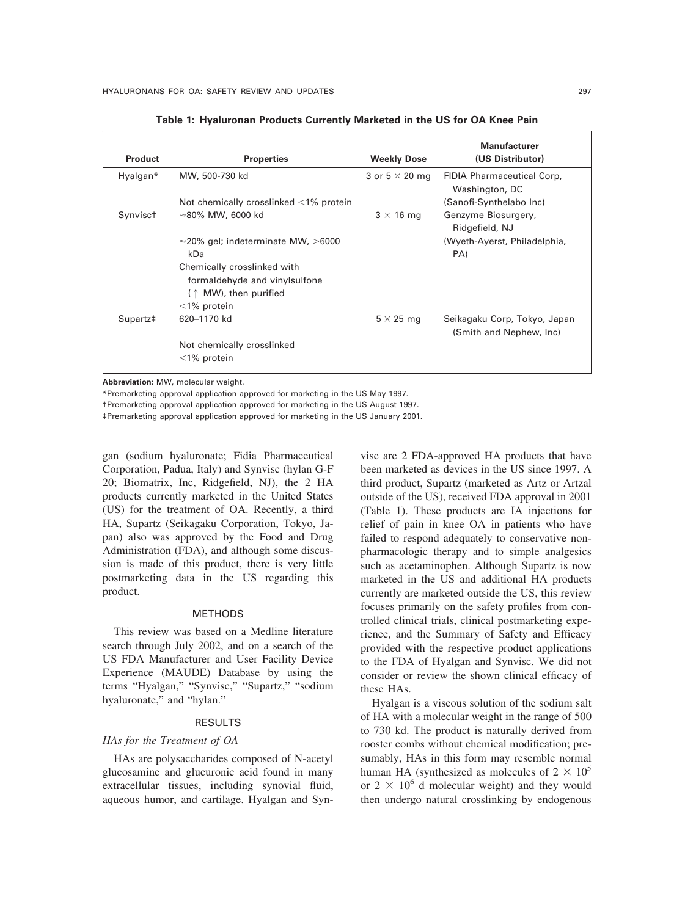**Table 1: Hyaluronan Products Currently Marketed in the US for OA Knee Pain**

| Product | Properties | Weekly Dose | Manufacturer (US Distributor) |
|---|---|---|---|
| Hyalgan* | MW, 500-730 kd | 3 or 5 × 20 mg | FIDIA Pharmaceutical Corp, Washington, DC |
| | Not chemically crosslinked <1% protein | | (Sanofi-Synthelabo Inc) |
| Synvisc† | ≈80% MW, 6000 kd | 3 × 16 mg | Genzyme Biosurgery, Ridgefield, NJ |
| | ≈20% gel; indeterminate MW, >6000 kDa | | (Wyeth-Ayerst, Philadelphia, PA) |
| | Chemically crosslinked with formaldehyde and vinylsulfone (↑ MW), then purified | | |
| | <1% protein | | |
| Supartz‡ | 620–1170 kd | 5 × 25 mg | Seikagaku Corp, Tokyo, Japan (Smith and Nephew, Inc) |
| | Not chemically crosslinked | | |
| | <1% protein | | |

**Abbreviation:** MW, molecular weight.

*Premarketing approval application approved for marketing in the US May 1997.

†Premarketing approval application approved for marketing in the US August 1997.

‡Premarketing approval application approved for marketing in the US January 2001.

gan (sodium hyaluronate; Fidia Pharmaceutical Corporation, Padua, Italy) and Synvisc (hylan G-F 20; Biomatrix, Inc, Ridgefield, NJ), the 2 HA products currently marketed in the United States (US) for the treatment of OA. Recently, a third HA, Supartz (Seikagaku Corporation, Tokyo, Japan) also was approved by the Food and Drug Administration (FDA), and although some discussion is made of this product, there is very little postmarketing data in the US regarding this product.

## METHODS

This review was based on a Medline literature search through July 2002, and on a search of the US FDA Manufacturer and User Facility Device Experience (MAUDE) Database by using the terms "Hyalgan," "Synvisc," "Supartz," "sodium hyaluronate," and "hylan."

## RESULTS

### *HAs for the Treatment of OA*

HAs are polysaccharides composed of N-acetyl glucosamine and glucuronic acid found in many extracellular tissues, including synovial fluid, aqueous humor, and cartilage. Hyalgan and Synvisc are 2 FDA-approved HA products that have been marketed as devices in the US since 1997. A third product, Supartz (marketed as Artz or Artzal outside of the US), received FDA approval in 2001 (Table 1). These products are IA injections for relief of pain in knee OA in patients who have failed to respond adequately to conservative nonpharmacologic therapy and to simple analgesics such as acetaminophen. Although Supartz is now marketed in the US and additional HA products currently are marketed outside the US, this review focuses primarily on the safety profiles from controlled clinical trials, clinical postmarketing experience, and the Summary of Safety and Efficacy provided with the respective product applications to the FDA of Hyalgan and Synvisc. We did not consider or review the shown clinical efficacy of these HAs.

Hyalgan is a viscous solution of the sodium salt of HA with a molecular weight in the range of 500 to 730 kd. The product is naturally derived from rooster combs without chemical modification; presumably, HAs in this form may resemble normal human HA (synthesized as molecules of $2 \times 10^5$ or $2 \times 10^6$ d molecular weight) and they would then undergo natural crosslinking by endogenous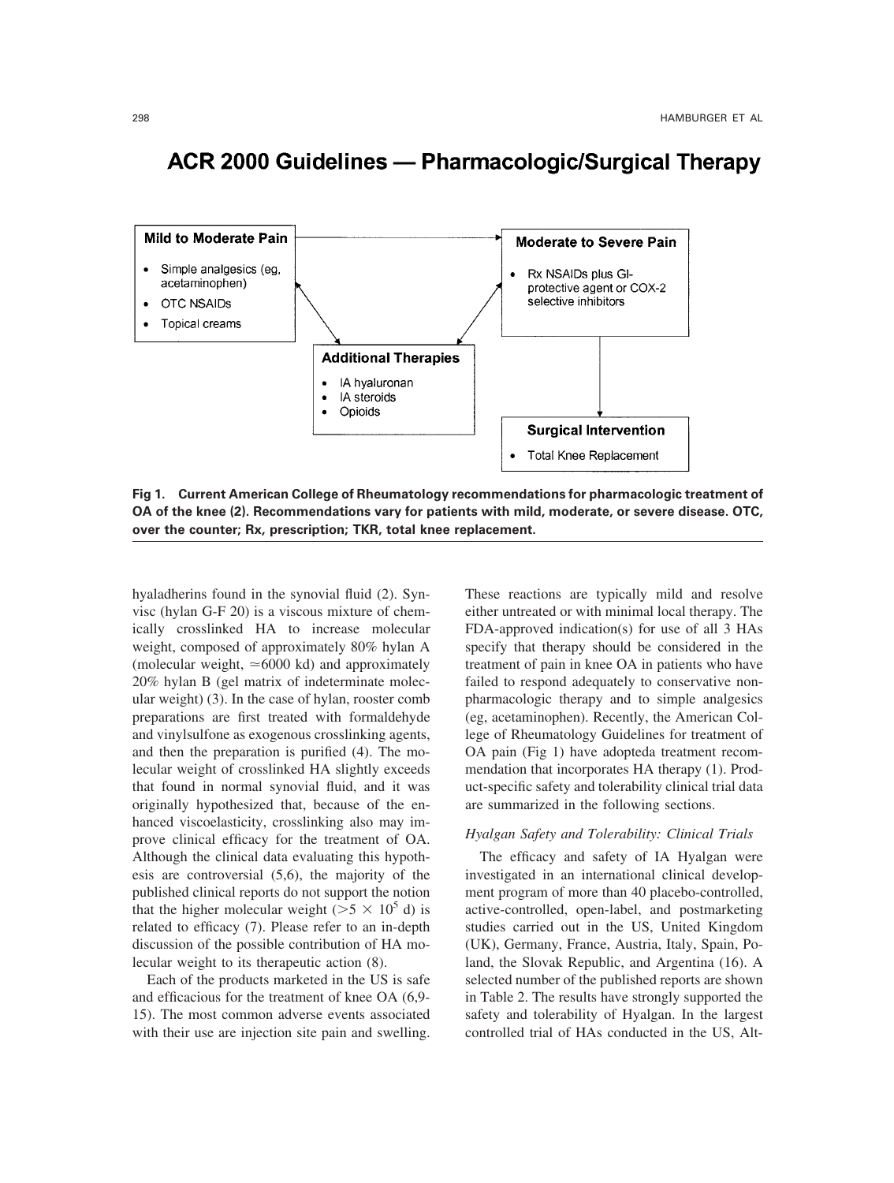## ACR 2000 Guidelines — Pharmacologic/Surgical Therapy

**Mild to Moderate Pain**

- Simple analgesics (eg, acetaminophen)
- OTC NSAIDs
- Topical creams

**Moderate to Severe Pain**

- Rx NSAIDs plus GI-protective agent or COX-2 selective inhibitors

**Additional Therapies**

- IA hyaluronan
- IA steroids
- Opioids

**Surgical Intervention**

- Total Knee Replacement

**Fig 1. Current American College of Rheumatology recommendations for pharmacologic treatment of OA of the knee (2). Recommendations vary for patients with mild, moderate, or severe disease. OTC, over the counter; Rx, prescription; TKR, total knee replacement.**

hyaladherins found in the synovial fluid (2). Synvisc (hylan G-F 20) is a viscous mixture of chemically crosslinked HA to increase molecular weight, composed of approximately 80% hylan A (molecular weight, ≈6000 kd) and approximately 20% hylan B (gel matrix of indeterminate molecular weight) (3). In the case of hylan, rooster comb preparations are first treated with formaldehyde and vinylsulfone as exogenous crosslinking agents, and then the preparation is purified (4). The molecular weight of crosslinked HA slightly exceeds that found in normal synovial fluid, and it was originally hypothesized that, because of the enhanced viscoelasticity, crosslinking also may improve clinical efficacy for the treatment of OA. Although the clinical data evaluating this hypothesis are controversial (5,6), the majority of the published clinical reports do not support the notion that the higher molecular weight ($>5 \times 10^5$ d) is related to efficacy (7). Please refer to an in-depth discussion of the possible contribution of HA molecular weight to its therapeutic action (8).

Each of the products marketed in the US is safe and efficacious for the treatment of knee OA (6,9-15). The most common adverse events associated with their use are injection site pain and swelling. These reactions are typically mild and resolve either untreated or with minimal local therapy. The FDA-approved indication(s) for use of all 3 HAs specify that therapy should be considered in the treatment of pain in knee OA in patients who have failed to respond adequately to conservative nonpharmacologic therapy and to simple analgesics (eg, acetaminophen). Recently, the American College of Rheumatology Guidelines for treatment of OA pain (Fig 1) have adopteda treatment recommendation that incorporates HA therapy (1). Product-specific safety and tolerability clinical trial data are summarized in the following sections.

### *Hyalgan Safety and Tolerability: Clinical Trials*

The efficacy and safety of IA Hyalgan were investigated in an international clinical development program of more than 40 placebo-controlled, active-controlled, open-label, and postmarketing studies carried out in the US, United Kingdom (UK), Germany, France, Austria, Italy, Spain, Poland, the Slovak Republic, and Argentina (16). A selected number of the published reports are shown in Table 2. The results have strongly supported the safety and tolerability of Hyalgan. In the largest controlled trial of HAs conducted in the US, Alt-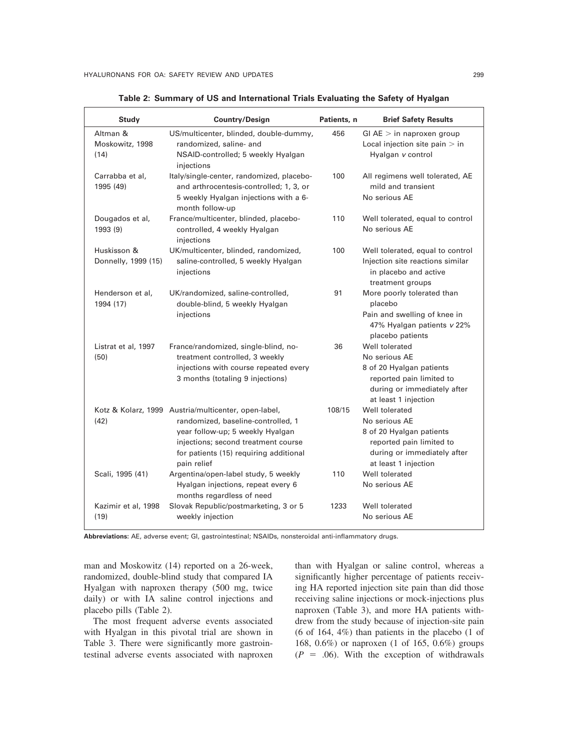**Table 2: Summary of US and International Trials Evaluating the Safety of Hyalgan**

| Study | Country/Design | Patients, n | Brief Safety Results |
|---|---|---|---|
| Altman & Moskowitz, 1998 (14) | US/multicenter, blinded, double-dummy, randomized, saline- and NSAID-controlled; 5 weekly Hyalgan injections | 456 | GI AE > in naproxen group<br>Local injection site pain > in Hyalgan *v* control |
| Carrabba et al, 1995 (49) | Italy/single-center, randomized, placebo- and arthrocentesis-controlled; 1, 3, or 5 weekly Hyalgan injections with a 6-month follow-up | 100 | All regimens well tolerated, AE mild and transient<br>No serious AE |
| Dougados et al, 1993 (9) | France/multicenter, blinded, placebo-controlled, 4 weekly Hyalgan injections | 110 | Well tolerated, equal to control<br>No serious AE |
| Huskisson & Donnelly, 1999 (15) | UK/multicenter, blinded, randomized, saline-controlled, 5 weekly Hyalgan injections | 100 | Well tolerated, equal to control<br>Injection site reactions similar in placebo and active treatment groups |
| Henderson et al, 1994 (17) | UK/randomized, saline-controlled, double-blind, 5 weekly Hyalgan injections | 91 | More poorly tolerated than placebo<br>Pain and swelling of knee in 47% Hyalgan patients *v* 22% placebo patients |
| Listrat et al, 1997 (50) | France/randomized, single-blind, no-treatment controlled, 3 weekly injections with course repeated every 3 months (totaling 9 injections) | 36 | Well tolerated<br>No serious AE<br>8 of 20 Hyalgan patients reported pain limited to during or immediately after at least 1 injection |
| Kotz & Kolarz, 1999 (42) | Austria/multicenter, open-label, randomized, baseline-controlled, 1 year follow-up; 5 weekly Hyalgan injections; second treatment course for patients (15) requiring additional pain relief | 108/15 | Well tolerated<br>No serious AE<br>8 of 20 Hyalgan patients reported pain limited to during or immediately after at least 1 injection |
| Scali, 1995 (41) | Argentina/open-label study, 5 weekly Hyalgan injections, repeat every 6 months regardless of need | 110 | Well tolerated<br>No serious AE |
| Kazimir et al, 1998 (19) | Slovak Republic/postmarketing, 3 or 5 weekly injection | 1233 | Well tolerated<br>No serious AE |

**Abbreviations:** AE, adverse event; GI, gastrointestinal; NSAIDs, nonsteroidal anti-inflammatory drugs.

man and Moskowitz (14) reported on a 26-week, randomized, double-blind study that compared IA Hyalgan with naproxen therapy (500 mg, twice daily) or with IA saline control injections and placebo pills (Table 2).

The most frequent adverse events associated with Hyalgan in this pivotal trial are shown in Table 3. There were significantly more gastrointestinal adverse events associated with naproxen than with Hyalgan or saline control, whereas a significantly higher percentage of patients receiving HA reported injection site pain than did those receiving saline injections or mock-injections plus naproxen (Table 3), and more HA patients withdrew from the study because of injection-site pain (6 of 164, 4%) than patients in the placebo (1 of 168, 0.6%) or naproxen (1 of 165, 0.6%) groups ($P = .06$). With the exception of withdrawals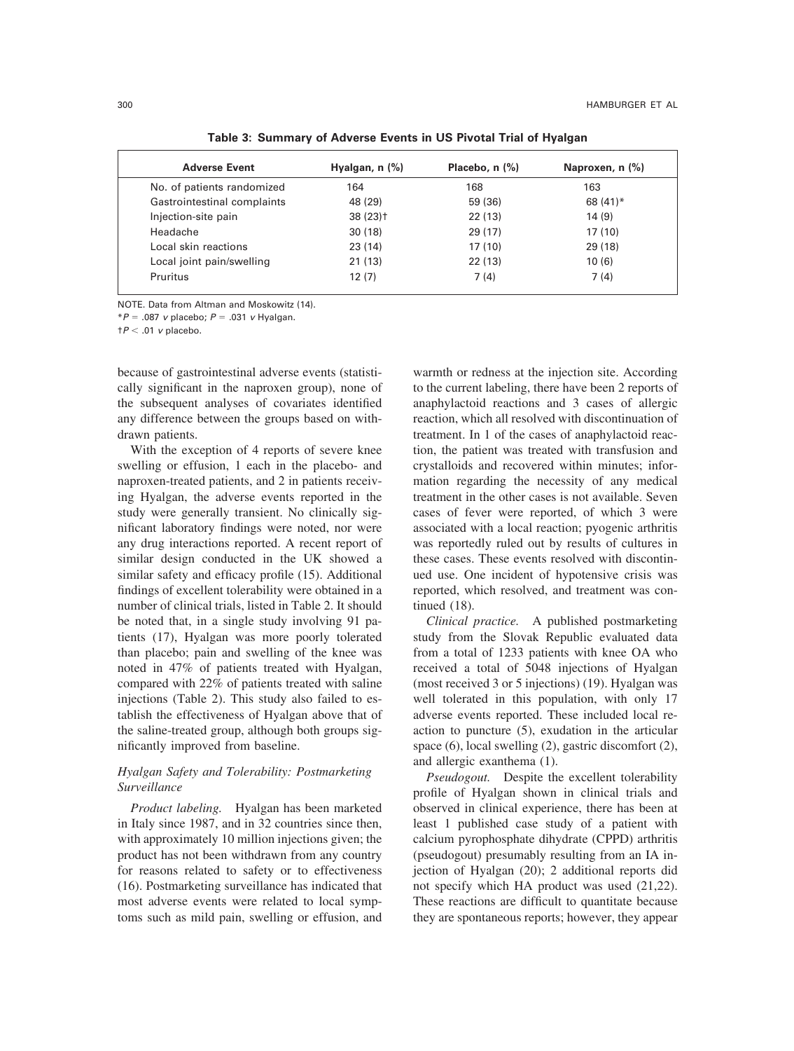**Table 3: Summary of Adverse Events in US Pivotal Trial of Hyalgan**

| Adverse Event | Hyalgan, n (%) | Placebo, n (%) | Naproxen, n (%) |
|---|---|---|---|
| No. of patients randomized | 164 | 168 | 163 |
| Gastrointestinal complaints | 48 (29) | 59 (36) | 68 (41)* |
| Injection-site pain | 38 (23)† | 22 (13) | 14 (9) |
| Headache | 30 (18) | 29 (17) | 17 (10) |
| Local skin reactions | 23 (14) | 17 (10) | 29 (18) |
| Local joint pain/swelling | 21 (13) | 22 (13) | 10 (6) |
| Pruritus | 12 (7) | 7 (4) | 7 (4) |

NOTE. Data from Altman and Moskowitz (14).

*$P = .087$ *v* placebo; $P = .031$ *v* Hyalgan.

†$P < .01$ *v* placebo.

because of gastrointestinal adverse events (statistically significant in the naproxen group), none of the subsequent analyses of covariates identified any difference between the groups based on withdrawn patients.

With the exception of 4 reports of severe knee swelling or effusion, 1 each in the placebo- and naproxen-treated patients, and 2 in patients receiving Hyalgan, the adverse events reported in the study were generally transient. No clinically significant laboratory findings were noted, nor were any drug interactions reported. A recent report of similar design conducted in the UK showed a similar safety and efficacy profile (15). Additional findings of excellent tolerability were obtained in a number of clinical trials, listed in Table 2. It should be noted that, in a single study involving 91 patients (17), Hyalgan was more poorly tolerated than placebo; pain and swelling of the knee was noted in 47% of patients treated with Hyalgan, compared with 22% of patients treated with saline injections (Table 2). This study also failed to establish the effectiveness of Hyalgan above that of the saline-treated group, although both groups significantly improved from baseline.

### Hyalgan Safety and Tolerability: Postmarketing Surveillance

*Product labeling.* Hyalgan has been marketed in Italy since 1987, and in 32 countries since then, with approximately 10 million injections given; the product has not been withdrawn from any country for reasons related to safety or to effectiveness (16). Postmarketing surveillance has indicated that most adverse events were related to local symptoms such as mild pain, swelling or effusion, and warmth or redness at the injection site. According to the current labeling, there have been 2 reports of anaphylactoid reactions and 3 cases of allergic reaction, which all resolved with discontinuation of treatment. In 1 of the cases of anaphylactoid reaction, the patient was treated with transfusion and crystalloids and recovered within minutes; information regarding the necessity of any medical treatment in the other cases is not available. Seven cases of fever were reported, of which 3 were associated with a local reaction; pyogenic arthritis was reportedly ruled out by results of cultures in these cases. These events resolved with discontinued use. One incident of hypotensive crisis was reported, which resolved, and treatment was continued (18).

*Clinical practice.* A published postmarketing study from the Slovak Republic evaluated data from a total of 1233 patients with knee OA who received a total of 5048 injections of Hyalgan (most received 3 or 5 injections) (19). Hyalgan was well tolerated in this population, with only 17 adverse events reported. These included local reaction to puncture (5), exudation in the articular space (6), local swelling (2), gastric discomfort (2), and allergic exanthema (1).

*Pseudogout.* Despite the excellent tolerability profile of Hyalgan shown in clinical trials and observed in clinical experience, there has been at least 1 published case study of a patient with calcium pyrophosphate dihydrate (CPPD) arthritis (pseudogout) presumably resulting from an IA injection of Hyalgan (20); 2 additional reports did not specify which HA product was used (21,22). These reactions are difficult to quantitate because they are spontaneous reports; however, they appear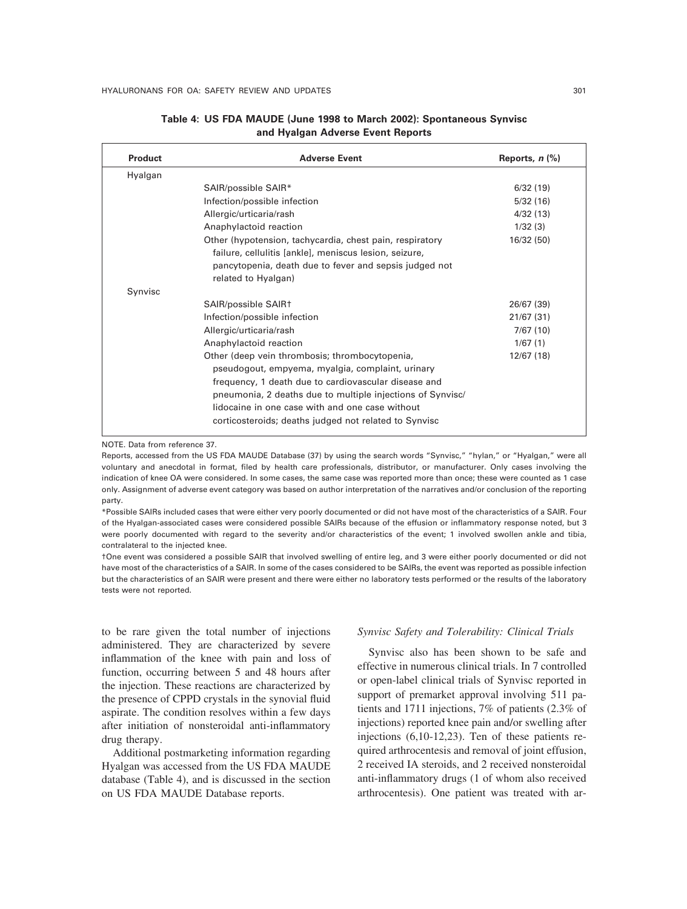**Table 4: US FDA MAUDE (June 1998 to March 2002): Spontaneous Synvisc and Hyalgan Adverse Event Reports**

| Product | Adverse Event | Reports, *n* (%) |
| --- | --- | --- |
| Hyalgan | | |
| | SAIR/possible SAIR* | 6/32 (19) |
| | Infection/possible infection | 5/32 (16) |
| | Allergic/urticaria/rash | 4/32 (13) |
| | Anaphylactoid reaction | 1/32 (3) |
| | Other (hypotension, tachycardia, chest pain, respiratory failure, cellulitis [ankle], meniscus lesion, seizure, pancytopenia, death due to fever and sepsis judged not related to Hyalgan) | 16/32 (50) |
| Synvisc | | |
| | SAIR/possible SAIR† | 26/67 (39) |
| | Infection/possible infection | 21/67 (31) |
| | Allergic/urticaria/rash | 7/67 (10) |
| | Anaphylactoid reaction | 1/67 (1) |
| | Other (deep vein thrombosis; thrombocytopenia, pseudogout, empyema, myalgia, complaint, urinary frequency, 1 death due to cardiovascular disease and pneumonia, 2 deaths due to multiple injections of Synvisc/lidocaine in one case with and one case without corticosteroids; deaths judged not related to Synvisc | 12/67 (18) |

NOTE. Data from reference 37.

Reports, accessed from the US FDA MAUDE Database (37) by using the search words "Synvisc," "hylan," or "Hyalgan," were all voluntary and anecdotal in format, filed by health care professionals, distributor, or manufacturer. Only cases involving the indication of knee OA were considered. In some cases, the same case was reported more than once; these were counted as 1 case only. Assignment of adverse event category was based on author interpretation of the narratives and/or conclusion of the reporting party.

*Possible SAIRs included cases that were either very poorly documented or did not have most of the characteristics of a SAIR. Four of the Hyalgan-associated cases were considered possible SAIRs because of the effusion or inflammatory response noted, but 3 were poorly documented with regard to the severity and/or characteristics of the event; 1 involved swollen ankle and tibia, contralateral to the injected knee.

†One event was considered a possible SAIR that involved swelling of entire leg, and 3 were either poorly documented or did not have most of the characteristics of a SAIR. In some of the cases considered to be SAIRs, the event was reported as possible infection but the characteristics of an SAIR were present and there were either no laboratory tests performed or the results of the laboratory tests were not reported.

to be rare given the total number of injections administered. They are characterized by severe inflammation of the knee with pain and loss of function, occurring between 5 and 48 hours after the injection. These reactions are characterized by the presence of CPPD crystals in the synovial fluid aspirate. The condition resolves within a few days after initiation of nonsteroidal anti-inflammatory drug therapy.

Additional postmarketing information regarding Hyalgan was accessed from the US FDA MAUDE database (Table 4), and is discussed in the section on US FDA MAUDE Database reports.

### *Synvisc Safety and Tolerability: Clinical Trials*

Synvisc also has been shown to be safe and effective in numerous clinical trials. In 7 controlled or open-label clinical trials of Synvisc reported in support of premarket approval involving 511 patients and 1711 injections, 7% of patients (2.3% of injections) reported knee pain and/or swelling after injections (6,10-12,23). Ten of these patients required arthrocentesis and removal of joint effusion, 2 received IA steroids, and 2 received nonsteroidal anti-inflammatory drugs (1 of whom also received arthrocentesis). One patient was treated with ar-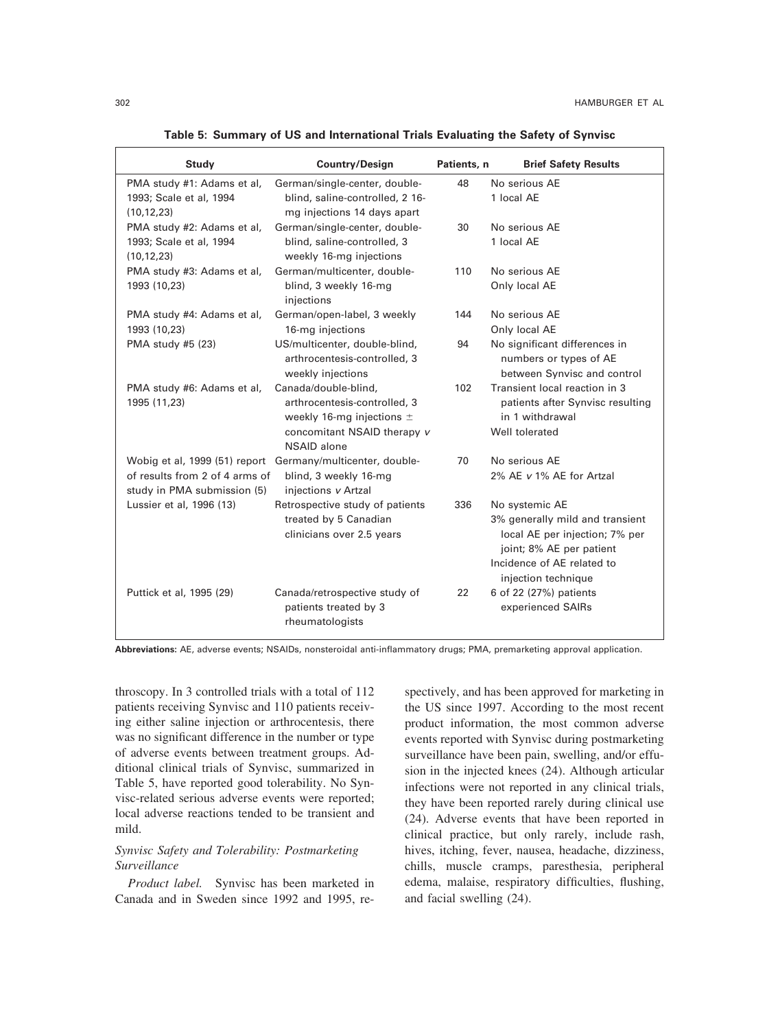**Table 5: Summary of US and International Trials Evaluating the Safety of Synvisc**

| Study | Country/Design | Patients, n | Brief Safety Results |
|---|---|---|---|
| PMA study #1: Adams et al, 1993; Scale et al, 1994 (10,12,23) | German/single-center, double-blind, saline-controlled, 2 16-mg injections 14 days apart | 48 | No serious AE<br>1 local AE |
| PMA study #2: Adams et al, 1993; Scale et al, 1994 (10,12,23) | German/single-center, double-blind, saline-controlled, 3 weekly 16-mg injections | 30 | No serious AE<br>1 local AE |
| PMA study #3: Adams et al, 1993 (10,23) | German/multicenter, double-blind, 3 weekly 16-mg injections | 110 | No serious AE<br>Only local AE |
| PMA study #4: Adams et al, 1993 (10,23) | German/open-label, 3 weekly 16-mg injections | 144 | No serious AE<br>Only local AE |
| PMA study #5 (23) | US/multicenter, double-blind, arthrocentesis-controlled, 3 weekly injections | 94 | No significant differences in numbers or types of AE between Synvisc and control |
| PMA study #6: Adams et al, 1995 (11,23) | Canada/double-blind, arthrocentesis-controlled, 3 weekly 16-mg injections ± concomitant NSAID therapy *v* NSAID alone | 102 | Transient local reaction in 3 patients after Synvisc resulting in 1 withdrawal<br>Well tolerated |
| Wobig et al, 1999 (51) report of results from 2 of 4 arms of study in PMA submission (5) | Germany/multicenter, double-blind, 3 weekly 16-mg injections *v* Artzal | 70 | No serious AE<br>2% AE *v* 1% AE for Artzal |
| Lussier et al, 1996 (13) | Retrospective study of patients treated by 5 Canadian clinicians over 2.5 years | 336 | No systemic AE<br>3% generally mild and transient local AE per injection; 7% per joint; 8% AE per patient<br>Incidence of AE related to injection technique |
| Puttick et al, 1995 (29) | Canada/retrospective study of patients treated by 3 rheumatologists | 22 | 6 of 22 (27%) patients experienced SAIRs |

**Abbreviations:** AE, adverse events; NSAIDs, nonsteroidal anti-inflammatory drugs; PMA, premarketing approval application.

throscopy. In 3 controlled trials with a total of 112 patients receiving Synvisc and 110 patients receiving either saline injection or arthrocentesis, there was no significant difference in the number or type of adverse events between treatment groups. Additional clinical trials of Synvisc, summarized in Table 5, have reported good tolerability. No Synvisc-related serious adverse events were reported; local adverse reactions tended to be transient and mild.

### *Synvisc Safety and Tolerability: Postmarketing Surveillance*

*Product label.* Synvisc has been marketed in Canada and in Sweden since 1992 and 1995, respectively, and has been approved for marketing in the US since 1997. According to the most recent product information, the most common adverse events reported with Synvisc during postmarketing surveillance have been pain, swelling, and/or effusion in the injected knees (24). Although articular infections were not reported in any clinical trials, they have been reported rarely during clinical use (24). Adverse events that have been reported in clinical practice, but only rarely, include rash, hives, itching, fever, nausea, headache, dizziness, chills, muscle cramps, paresthesia, peripheral edema, malaise, respiratory difficulties, flushing, and facial swelling (24).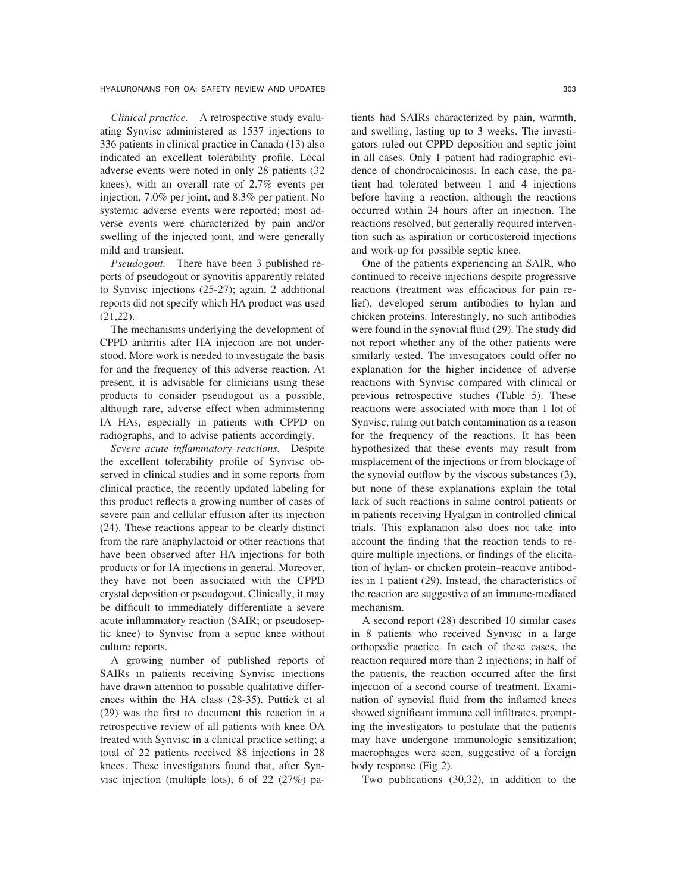*Clinical practice.* A retrospective study evaluating Synvisc administered as 1537 injections to 336 patients in clinical practice in Canada (13) also indicated an excellent tolerability profile. Local adverse events were noted in only 28 patients (32 knees), with an overall rate of 2.7% events per injection, 7.0% per joint, and 8.3% per patient. No systemic adverse events were reported; most adverse events were characterized by pain and/or swelling of the injected joint, and were generally mild and transient.

*Pseudogout.* There have been 3 published reports of pseudogout or synovitis apparently related to Synvisc injections (25-27); again, 2 additional reports did not specify which HA product was used (21,22).

The mechanisms underlying the development of CPPD arthritis after HA injection are not understood. More work is needed to investigate the basis for and the frequency of this adverse reaction. At present, it is advisable for clinicians using these products to consider pseudogout as a possible, although rare, adverse effect when administering IA HAs, especially in patients with CPPD on radiographs, and to advise patients accordingly.

*Severe acute inflammatory reactions.* Despite the excellent tolerability profile of Synvisc observed in clinical studies and in some reports from clinical practice, the recently updated labeling for this product reflects a growing number of cases of severe pain and cellular effusion after its injection (24). These reactions appear to be clearly distinct from the rare anaphylactoid or other reactions that have been observed after HA injections for both products or for IA injections in general. Moreover, they have not been associated with the CPPD crystal deposition or pseudogout. Clinically, it may be difficult to immediately differentiate a severe acute inflammatory reaction (SAIR; or pseudoseptic knee) to Synvisc from a septic knee without culture reports.

A growing number of published reports of SAIRs in patients receiving Synvisc injections have drawn attention to possible qualitative differences within the HA class (28-35). Puttick et al (29) was the first to document this reaction in a retrospective review of all patients with knee OA treated with Synvisc in a clinical practice setting; a total of 22 patients received 88 injections in 28 knees. These investigators found that, after Synvisc injection (multiple lots), 6 of 22 (27%) patients had SAIRs characterized by pain, warmth, and swelling, lasting up to 3 weeks. The investigators ruled out CPPD deposition and septic joint in all cases. Only 1 patient had radiographic evidence of chondrocalcinosis. In each case, the patient had tolerated between 1 and 4 injections before having a reaction, although the reactions occurred within 24 hours after an injection. The reactions resolved, but generally required intervention such as aspiration or corticosteroid injections and work-up for possible septic knee.

One of the patients experiencing an SAIR, who continued to receive injections despite progressive reactions (treatment was efficacious for pain relief), developed serum antibodies to hylan and chicken proteins. Interestingly, no such antibodies were found in the synovial fluid (29). The study did not report whether any of the other patients were similarly tested. The investigators could offer no explanation for the higher incidence of adverse reactions with Synvisc compared with clinical or previous retrospective studies (Table 5). These reactions were associated with more than 1 lot of Synvisc, ruling out batch contamination as a reason for the frequency of the reactions. It has been hypothesized that these events may result from misplacement of the injections or from blockage of the synovial outflow by the viscous substances (3), but none of these explanations explain the total lack of such reactions in saline control patients or in patients receiving Hyalgan in controlled clinical trials. This explanation also does not take into account the finding that the reaction tends to require multiple injections, or findings of the elicitation of hylan- or chicken protein–reactive antibodies in 1 patient (29). Instead, the characteristics of the reaction are suggestive of an immune-mediated mechanism.

A second report (28) described 10 similar cases in 8 patients who received Synvisc in a large orthopedic practice. In each of these cases, the reaction required more than 2 injections; in half of the patients, the reaction occurred after the first injection of a second course of treatment. Examination of synovial fluid from the inflamed knees showed significant immune cell infiltrates, prompting the investigators to postulate that the patients may have undergone immunologic sensitization; macrophages were seen, suggestive of a foreign body response (Fig 2).

Two publications (30,32), in addition to the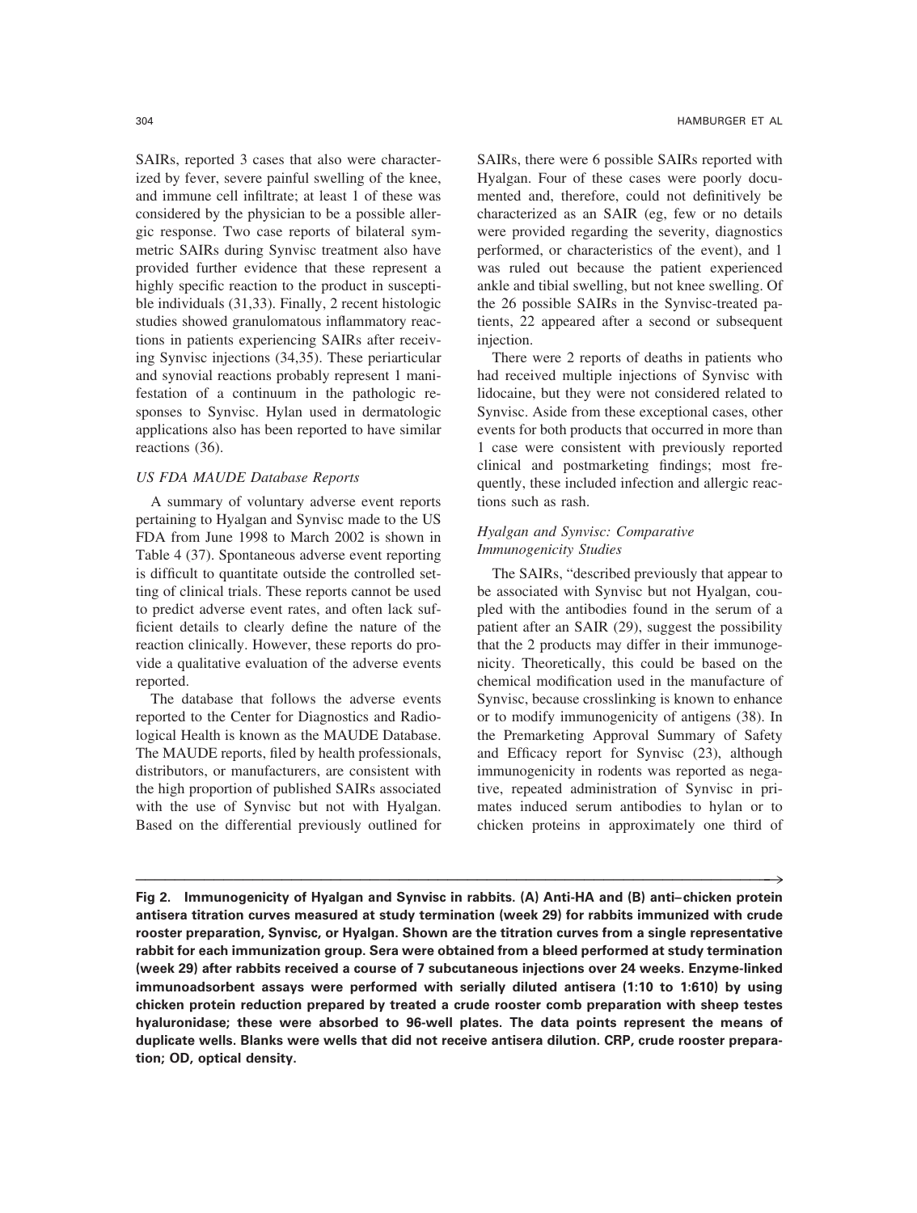SAIRs, reported 3 cases that also were characterized by fever, severe painful swelling of the knee, and immune cell infiltrate; at least 1 of these was considered by the physician to be a possible allergic response. Two case reports of bilateral symmetric SAIRs during Synvisc treatment also have provided further evidence that these represent a highly specific reaction to the product in susceptible individuals (31,33). Finally, 2 recent histologic studies showed granulomatous inflammatory reactions in patients experiencing SAIRs after receiving Synvisc injections (34,35). These periarticular and synovial reactions probably represent 1 manifestation of a continuum in the pathologic responses to Synvisc. Hylan used in dermatologic applications also has been reported to have similar reactions (36).

### *US FDA MAUDE Database Reports*

A summary of voluntary adverse event reports pertaining to Hyalgan and Synvisc made to the US FDA from June 1998 to March 2002 is shown in Table 4 (37). Spontaneous adverse event reporting is difficult to quantitate outside the controlled setting of clinical trials. These reports cannot be used to predict adverse event rates, and often lack sufficient details to clearly define the nature of the reaction clinically. However, these reports do provide a qualitative evaluation of the adverse events reported.

The database that follows the adverse events reported to the Center for Diagnostics and Radiological Health is known as the MAUDE Database. The MAUDE reports, filed by health professionals, distributors, or manufacturers, are consistent with the high proportion of published SAIRs associated with the use of Synvisc but not with Hyalgan. Based on the differential previously outlined for SAIRs, there were 6 possible SAIRs reported with Hyalgan. Four of these cases were poorly documented and, therefore, could not definitively be characterized as an SAIR (eg, few or no details were provided regarding the severity, diagnostics performed, or characteristics of the event), and 1 was ruled out because the patient experienced ankle and tibial swelling, but not knee swelling. Of the 26 possible SAIRs in the Synvisc-treated patients, 22 appeared after a second or subsequent injection.

There were 2 reports of deaths in patients who had received multiple injections of Synvisc with lidocaine, but they were not considered related to Synvisc. Aside from these exceptional cases, other events for both products that occurred in more than 1 case were consistent with previously reported clinical and postmarketing findings; most frequently, these included infection and allergic reactions such as rash.

### *Hyalgan and Synvisc: Comparative Immunogenicity Studies*

The SAIRs, "described previously that appear to be associated with Synvisc but not Hyalgan, coupled with the antibodies found in the serum of a patient after an SAIR (29), suggest the possibility that the 2 products may differ in their immunogenicity. Theoretically, this could be based on the chemical modification used in the manufacture of Synvisc, because crosslinking is known to enhance or to modify immunogenicity of antigens (38). In the Premarketing Approval Summary of Safety and Efficacy report for Synvisc (23), although immunogenicity in rodents was reported as negative, repeated administration of Synvisc in primates induced serum antibodies to hylan or to chicken proteins in approximately one third of

**Fig 2. Immunogenicity of Hyalgan and Synvisc in rabbits. (A) Anti-HA and (B) anti–chicken protein antisera titration curves measured at study termination (week 29) for rabbits immunized with crude rooster preparation, Synvisc, or Hyalgan. Shown are the titration curves from a single representative rabbit for each immunization group. Sera were obtained from a bleed performed at study termination (week 29) after rabbits received a course of 7 subcutaneous injections over 24 weeks. Enzyme-linked immunoadsorbent assays were performed with serially diluted antisera (1:10 to 1:610) by using chicken protein reduction prepared by treated a crude rooster comb preparation with sheep testes hyaluronidase; these were absorbed to 96-well plates. The data points represent the means of duplicate wells. Blanks were wells that did not receive antisera dilution. CRP, crude rooster preparation; OD, optical density.**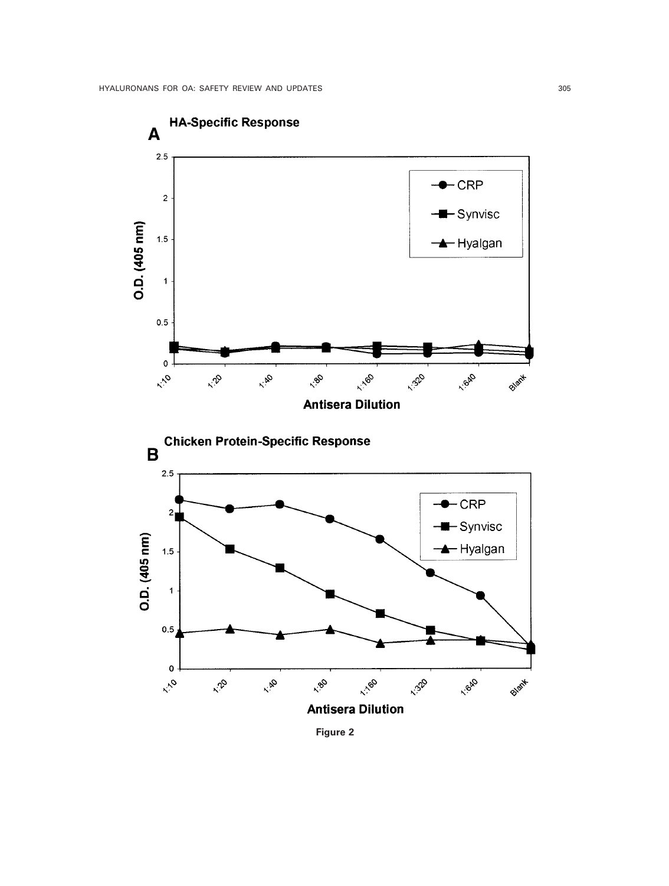**A** HA-Specific Response

**B** Chicken Protein-Specific Response

Figure 2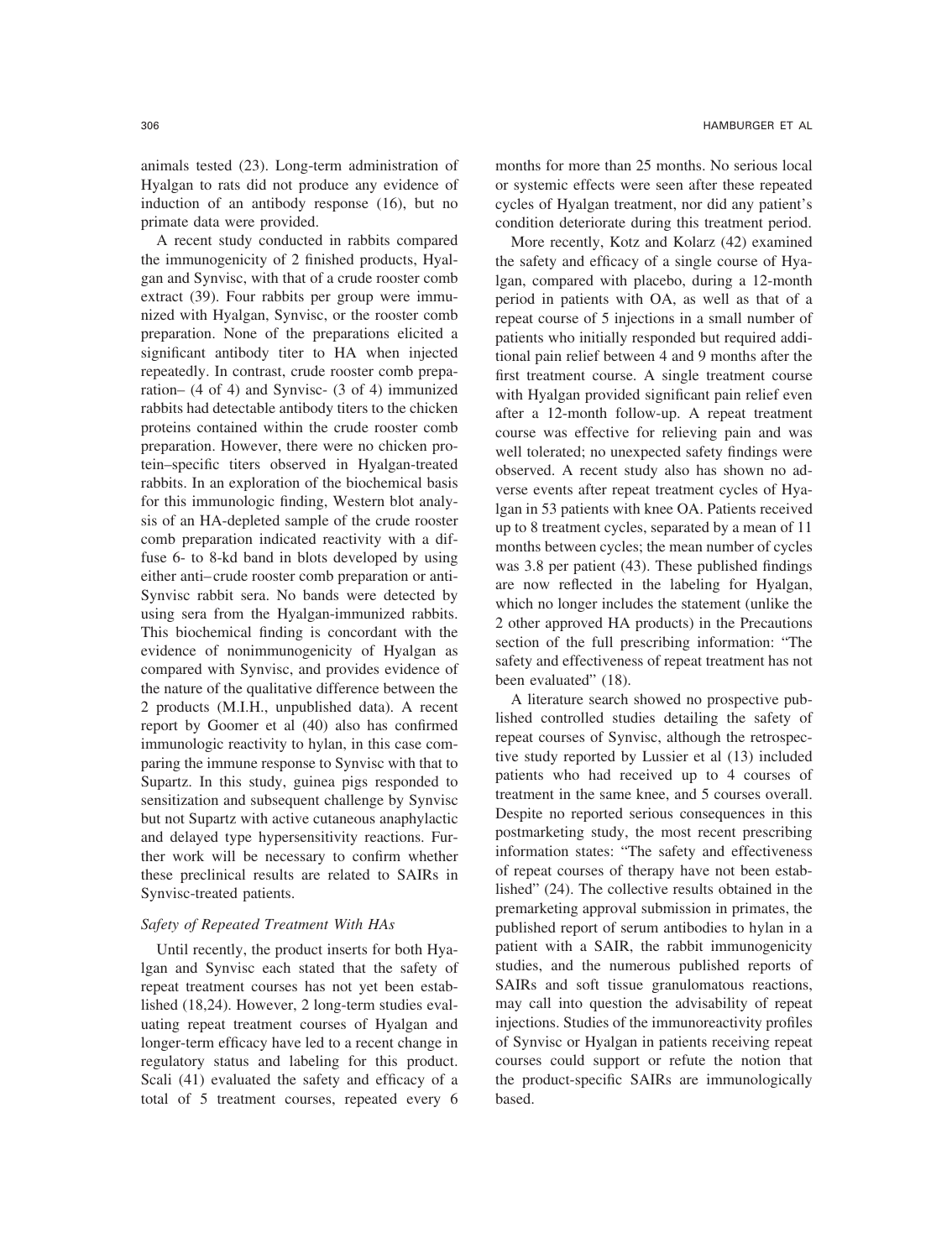animals tested (23). Long-term administration of Hyalgan to rats did not produce any evidence of induction of an antibody response (16), but no primate data were provided.

A recent study conducted in rabbits compared the immunogenicity of 2 finished products, Hyalgan and Synvisc, with that of a crude rooster comb extract (39). Four rabbits per group were immunized with Hyalgan, Synvisc, or the rooster comb preparation. None of the preparations elicited a significant antibody titer to HA when injected repeatedly. In contrast, crude rooster comb preparation– (4 of 4) and Synvisc- (3 of 4) immunized rabbits had detectable antibody titers to the chicken proteins contained within the crude rooster comb preparation. However, there were no chicken protein–specific titers observed in Hyalgan-treated rabbits. In an exploration of the biochemical basis for this immunologic finding, Western blot analysis of an HA-depleted sample of the crude rooster comb preparation indicated reactivity with a diffuse 6- to 8-kd band in blots developed by using either anti–crude rooster comb preparation or anti-Synvisc rabbit sera. No bands were detected by using sera from the Hyalgan-immunized rabbits. This biochemical finding is concordant with the evidence of nonimmunogenicity of Hyalgan as compared with Synvisc, and provides evidence of the nature of the qualitative difference between the 2 products (M.I.H., unpublished data). A recent report by Goomer et al (40) also has confirmed immunologic reactivity to hylan, in this case comparing the immune response to Synvisc with that to Supartz. In this study, guinea pigs responded to sensitization and subsequent challenge by Synvisc but not Supartz with active cutaneous anaphylactic and delayed type hypersensitivity reactions. Further work will be necessary to confirm whether these preclinical results are related to SAIRs in Synvisc-treated patients.

### *Safety of Repeated Treatment With HAs*

Until recently, the product inserts for both Hyalgan and Synvisc each stated that the safety of repeat treatment courses has not yet been established (18,24). However, 2 long-term studies evaluating repeat treatment courses of Hyalgan and longer-term efficacy have led to a recent change in regulatory status and labeling for this product. Scali (41) evaluated the safety and efficacy of a total of 5 treatment courses, repeated every 6 months for more than 25 months. No serious local or systemic effects were seen after these repeated cycles of Hyalgan treatment, nor did any patient's condition deteriorate during this treatment period.

More recently, Kotz and Kolarz (42) examined the safety and efficacy of a single course of Hyalgan, compared with placebo, during a 12-month period in patients with OA, as well as that of a repeat course of 5 injections in a small number of patients who initially responded but required additional pain relief between 4 and 9 months after the first treatment course. A single treatment course with Hyalgan provided significant pain relief even after a 12-month follow-up. A repeat treatment course was effective for relieving pain and was well tolerated; no unexpected safety findings were observed. A recent study also has shown no adverse events after repeat treatment cycles of Hyalgan in 53 patients with knee OA. Patients received up to 8 treatment cycles, separated by a mean of 11 months between cycles; the mean number of cycles was 3.8 per patient (43). These published findings are now reflected in the labeling for Hyalgan, which no longer includes the statement (unlike the 2 other approved HA products) in the Precautions section of the full prescribing information: "The safety and effectiveness of repeat treatment has not been evaluated" (18).

A literature search showed no prospective published controlled studies detailing the safety of repeat courses of Synvisc, although the retrospective study reported by Lussier et al (13) included patients who had received up to 4 courses of treatment in the same knee, and 5 courses overall. Despite no reported serious consequences in this postmarketing study, the most recent prescribing information states: "The safety and effectiveness of repeat courses of therapy have not been established" (24). The collective results obtained in the premarketing approval submission in primates, the published report of serum antibodies to hylan in a patient with a SAIR, the rabbit immunogenicity studies, and the numerous published reports of SAIRs and soft tissue granulomatous reactions, may call into question the advisability of repeat injections. Studies of the immunoreactivity profiles of Synvisc or Hyalgan in patients receiving repeat courses could support or refute the notion that the product-specific SAIRs are immunologically based.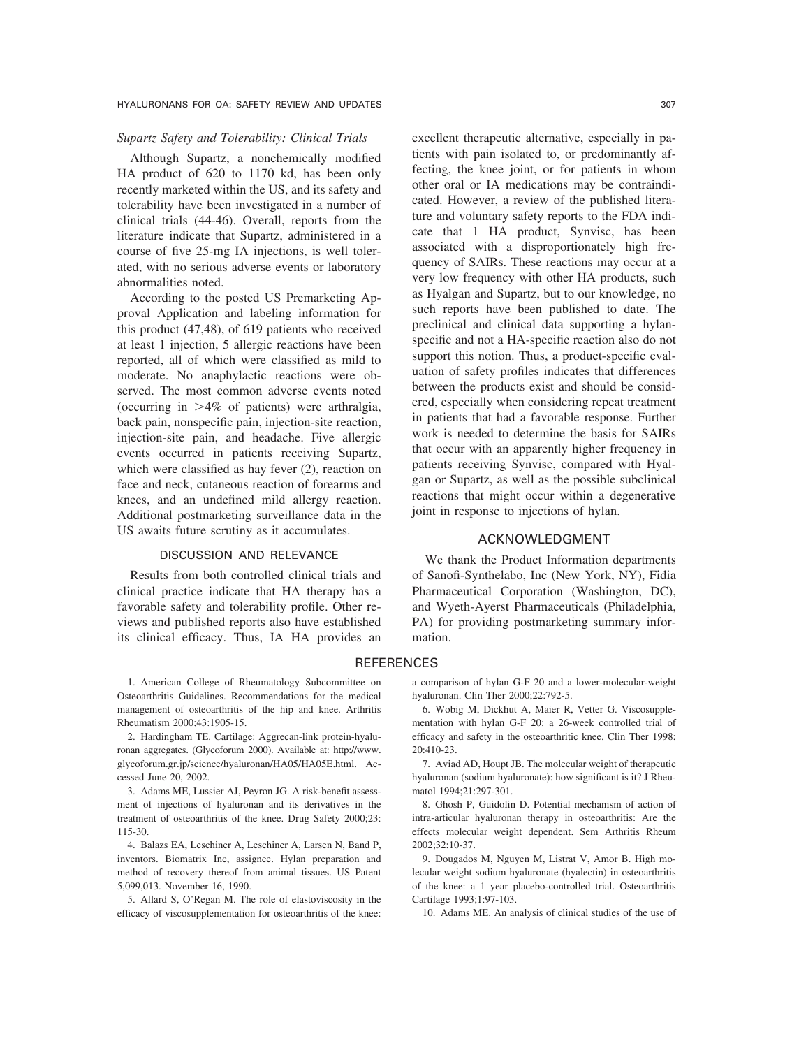### *Supartz Safety and Tolerability: Clinical Trials*

Although Supartz, a nonchemically modified HA product of 620 to 1170 kd, has been only recently marketed within the US, and its safety and tolerability have been investigated in a number of clinical trials (44-46). Overall, reports from the literature indicate that Supartz, administered in a course of five 25-mg IA injections, is well tolerated, with no serious adverse events or laboratory abnormalities noted.

According to the posted US Premarketing Approval Application and labeling information for this product (47,48), of 619 patients who received at least 1 injection, 5 allergic reactions have been reported, all of which were classified as mild to moderate. No anaphylactic reactions were observed. The most common adverse events noted (occurring in >4% of patients) were arthralgia, back pain, nonspecific pain, injection-site reaction, injection-site pain, and headache. Five allergic events occurred in patients receiving Supartz, which were classified as hay fever (2), reaction on face and neck, cutaneous reaction of forearms and knees, and an undefined mild allergy reaction. Additional postmarketing surveillance data in the US awaits future scrutiny as it accumulates.

## DISCUSSION AND RELEVANCE

Results from both controlled clinical trials and clinical practice indicate that HA therapy has a favorable safety and tolerability profile. Other reviews and published reports also have established its clinical efficacy. Thus, IA HA provides an excellent therapeutic alternative, especially in patients with pain isolated to, or predominantly affecting, the knee joint, or for patients in whom other oral or IA medications may be contraindicated. However, a review of the published literature and voluntary safety reports to the FDA indicate that 1 HA product, Synvisc, has been associated with a disproportionately high frequency of SAIRs. These reactions may occur at a very low frequency with other HA products, such as Hyalgan and Supartz, but to our knowledge, no such reports have been published to date. The preclinical and clinical data supporting a hylan-specific and not a HA-specific reaction also do not support this notion. Thus, a product-specific evaluation of safety profiles indicates that differences between the products exist and should be considered, especially when considering repeat treatment in patients that had a favorable response. Further work is needed to determine the basis for SAIRs that occur with an apparently higher frequency in patients receiving Synvisc, compared with Hyalgan or Supartz, as well as the possible subclinical reactions that might occur within a degenerative joint in response to injections of hylan.

## ACKNOWLEDGMENT

We thank the Product Information departments of Sanofi-Synthelabo, Inc (New York, NY), Fidia Pharmaceutical Corporation (Washington, DC), and Wyeth-Ayerst Pharmaceuticals (Philadelphia, PA) for providing postmarketing summary information.

## REFERENCES

1. American College of Rheumatology Subcommittee on Osteoarthritis Guidelines. Recommendations for the medical management of osteoarthritis of the hip and knee. Arthritis Rheumatism 2000;43:1905-15.

2. Hardingham TE. Cartilage: Aggrecan-link protein-hyaluronan aggregates. (Glycoforum 2000). Available at: http://www.glycoforum.gr.jp/science/hyaluronan/HA05/HA05E.html. Accessed June 20, 2002.

3. Adams ME, Lussier AJ, Peyron JG. A risk-benefit assessment of injections of hyaluronan and its derivatives in the treatment of osteoarthritis of the knee. Drug Safety 2000;23:115-30.

4. Balazs EA, Leschiner A, Leschiner A, Larsen N, Band P, inventors. Biomatrix Inc, assignee. Hylan preparation and method of recovery thereof from animal tissues. US Patent 5,099,013. November 16, 1990.

5. Allard S, O'Regan M. The role of elastoviscosity in the efficacy of viscosupplementation for osteoarthritis of the knee: a comparison of hylan G-F 20 and a lower-molecular-weight hyaluronan. Clin Ther 2000;22:792-5.

6. Wobig M, Dickhut A, Maier R, Vetter G. Viscosupplementation with hylan G-F 20: a 26-week controlled trial of efficacy and safety in the osteoarthritic knee. Clin Ther 1998;20:410-23.

7. Aviad AD, Houpt JB. The molecular weight of therapeutic hyaluronan (sodium hyaluronate): how significant is it? J Rheumatol 1994;21:297-301.

8. Ghosh P, Guidolin D. Potential mechanism of action of intra-articular hyaluronan therapy in osteoarthritis: Are the effects molecular weight dependent. Sem Arthritis Rheum 2002;32:10-37.

9. Dougados M, Nguyen M, Listrat V, Amor B. High molecular weight sodium hyaluronate (hyalectin) in osteoarthritis of the knee: a 1 year placebo-controlled trial. Osteoarthritis Cartilage 1993;1:97-103.

10. Adams ME. An analysis of clinical studies of the use of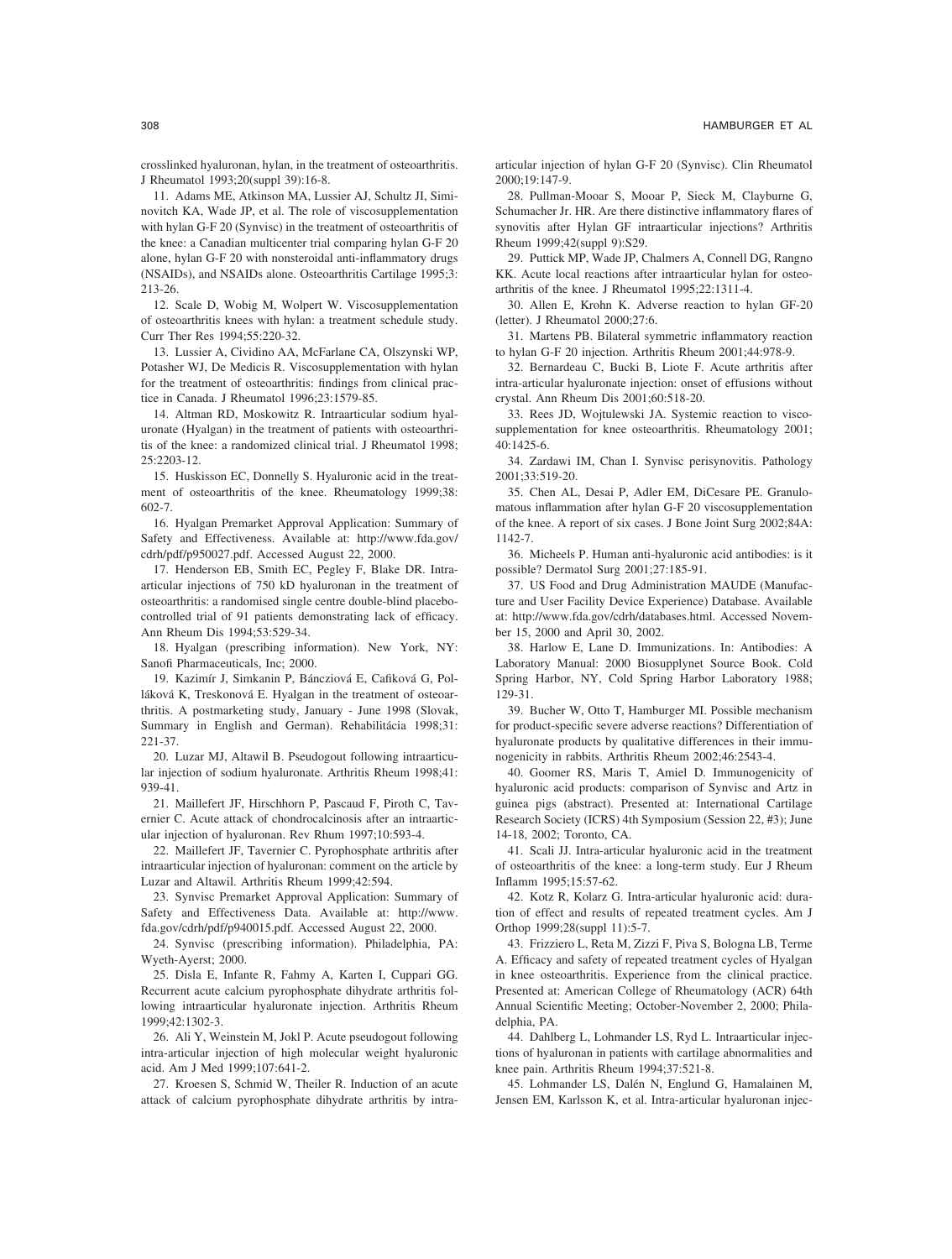crosslinked hyaluronan, hylan, in the treatment of osteoarthritis. J Rheumatol 1993;20(suppl 39):16-8.

11. Adams ME, Atkinson MA, Lussier AJ, Schultz JI, Siminovitch KA, Wade JP, et al. The role of viscosupplementation with hylan G-F 20 (Synvisc) in the treatment of osteoarthritis of the knee: a Canadian multicenter trial comparing hylan G-F 20 alone, hylan G-F 20 with nonsteroidal anti-inflammatory drugs (NSAIDs), and NSAIDs alone. Osteoarthritis Cartilage 1995;3: 213-26.

12. Scale D, Wobig M, Wolpert W. Viscosupplementation of osteoarthritis knees with hylan: a treatment schedule study. Curr Ther Res 1994;55:220-32.

13. Lussier A, Cividino AA, McFarlane CA, Olszynski WP, Potasher WJ, De Medicis R. Viscosupplementation with hylan for the treatment of osteoarthritis: findings from clinical practice in Canada. J Rheumatol 1996;23:1579-85.

14. Altman RD, Moskowitz R. Intraarticular sodium hyaluronate (Hyalgan) in the treatment of patients with osteoarthritis of the knee: a randomized clinical trial. J Rheumatol 1998; 25:2203-12.

15. Huskisson EC, Donnelly S. Hyaluronic acid in the treatment of osteoarthritis of the knee. Rheumatology 1999;38: 602-7.

16. Hyalgan Premarket Approval Application: Summary of Safety and Effectiveness. Available at: http://www.fda.gov/cdrh/pdf/p950027.pdf. Accessed August 22, 2000.

17. Henderson EB, Smith EC, Pegley F, Blake DR. Intraarticular injections of 750 kD hyaluronan in the treatment of osteoarthritis: a randomised single centre double-blind placebo-controlled trial of 91 patients demonstrating lack of efficacy. Ann Rheum Dis 1994;53:529-34.

18. Hyalgan (prescribing information). New York, NY: Sanofi Pharmaceuticals, Inc; 2000.

19. Kazimír J, Simkanin P, Bánczióvá E, Cafiková G, Polláková K, Treskonová E. Hyalgan in the treatment of osteoarthritis. A postmarketing study, January - June 1998 (Slovak, Summary in English and German). Rehabilitácia 1998;31: 221-37.

20. Luzar MJ, Altawil B. Pseudogout following intraarticular injection of sodium hyaluronate. Arthritis Rheum 1998;41: 939-41.

21. Maillefert JF, Hirschhorn P, Pascaud F, Piroth C, Tavernier C. Acute attack of chondrocalcinosis after an intraarticular injection of hyaluronan. Rev Rhum 1997;10:593-4.

22. Maillefert JF, Tavernier C. Pyrophosphate arthritis after intraarticular injection of hyaluronan: comment on the article by Luzar and Altawil. Arthritis Rheum 1999;42:594.

23. Synvisc Premarket Approval Application: Summary of Safety and Effectiveness Data. Available at: http://www.fda.gov/cdrh/pdf/p940015.pdf. Accessed August 22, 2000.

24. Synvisc (prescribing information). Philadelphia, PA: Wyeth-Ayerst; 2000.

25. Disla E, Infante R, Fahmy A, Karten I, Cuppari GG. Recurrent acute calcium pyrophosphate dihydrate arthritis following intraarticular hyaluronate injection. Arthritis Rheum 1999;42:1302-3.

26. Ali Y, Weinstein M, Jokl P. Acute pseudogout following intra-articular injection of high molecular weight hyaluronic acid. Am J Med 1999;107:641-2.

27. Kroesen S, Schmid W, Theiler R. Induction of an acute attack of calcium pyrophosphate dihydrate arthritis by intra-articular injection of hylan G-F 20 (Synvisc). Clin Rheumatol 2000;19:147-9.

28. Pullman-Mooar S, Mooar P, Sieck M, Clayburne G, Schumacher Jr. HR. Are there distinctive inflammatory flares of synovitis after Hylan GF intraarticular injections? Arthritis Rheum 1999;42(suppl 9):S29.

29. Puttick MP, Wade JP, Chalmers A, Connell DG, Rangno KK. Acute local reactions after intraarticular hylan for osteoarthritis of the knee. J Rheumatol 1995;22:1311-4.

30. Allen E, Krohn K. Adverse reaction to hylan GF-20 (letter). J Rheumatol 2000;27:6.

31. Martens PB. Bilateral symmetric inflammatory reaction to hylan G-F 20 injection. Arthritis Rheum 2001;44:978-9.

32. Bernardeau C, Bucki B, Liote F. Acute arthritis after intra-articular hyaluronate injection: onset of effusions without crystal. Ann Rheum Dis 2001;60:518-20.

33. Rees JD, Wojtulewski JA. Systemic reaction to viscosupplementation for knee osteoarthritis. Rheumatology 2001; 40:1425-6.

34. Zardawi IM, Chan I. Synvisc perisynovitis. Pathology 2001;33:519-20.

35. Chen AL, Desai P, Adler EM, DiCesare PE. Granulomatous inflammation after hylan G-F 20 viscosupplementation of the knee. A report of six cases. J Bone Joint Surg 2002;84A: 1142-7.

36. Micheels P. Human anti-hyaluronic acid antibodies: is it possible? Dermatol Surg 2001;27:185-91.

37. US Food and Drug Administration MAUDE (Manufacturer and User Facility Device Experience) Database. Available at: http://www.fda.gov/cdrh/databases.html. Accessed November 15, 2000 and April 30, 2002.

38. Harlow E, Lane D. Immunizations. In: Antibodies: A Laboratory Manual: 2000 Biosupplynet Source Book. Cold Spring Harbor, NY, Cold Spring Harbor Laboratory 1988; 129-31.

39. Bucher W, Otto T, Hamburger MI. Possible mechanism for product-specific severe adverse reactions? Differentiation of hyaluronate products by qualitative differences in their immunogenicity in rabbits. Arthritis Rheum 2002;46:2543-4.

40. Goomer RS, Maris T, Amiel D. Immunogenicity of hyaluronic acid products: comparison of Synvisc and Artz in guinea pigs (abstract). Presented at: International Cartilage Research Society (ICRS) 4th Symposium (Session 22, #3); June 14-18, 2002; Toronto, CA.

41. Scali JJ. Intra-articular hyaluronic acid in the treatment of osteoarthritis of the knee: a long-term study. Eur J Rheum Inflamm 1995;15:57-62.

42. Kotz R, Kolarz G. Intra-articular hyaluronic acid: duration of effect and results of repeated treatment cycles. Am J Orthop 1999;28(suppl 11):5-7.

43. Frizziero L, Reta M, Zizzi F, Piva S, Bologna LB, Terme A. Efficacy and safety of repeated treatment cycles of Hyalgan in knee osteoarthritis. Experience from the clinical practice. Presented at: American College of Rheumatology (ACR) 64th Annual Scientific Meeting; October-November 2, 2000; Philadelphia, PA.

44. Dahlberg L, Lohmander LS, Ryd L. Intraarticular injections of hyaluronan in patients with cartilage abnormalities and knee pain. Arthritis Rheum 1994;37:521-8.

45. Lohmander LS, Dalén N, Englund G, Hamalainen M, Jensen EM, Karlsson K, et al. Intra-articular hyaluronan injec-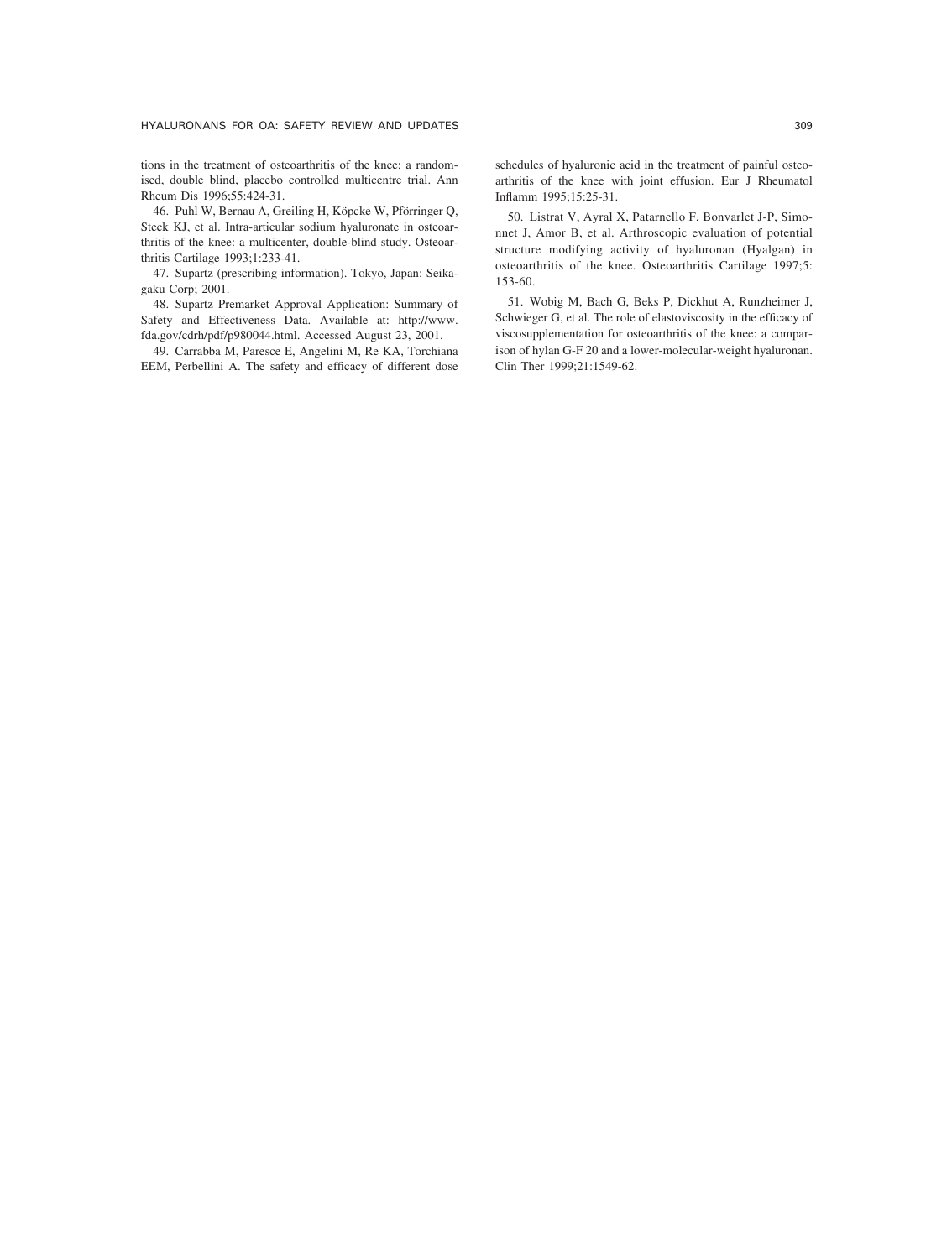tions in the treatment of osteoarthritis of the knee: a randomised, double blind, placebo controlled multicentre trial. Ann Rheum Dis 1996;55:424-31.

46. Puhl W, Bernau A, Greiling H, Köpcke W, Pförringer Q, Steck KJ, et al. Intra-articular sodium hyaluronate in osteoarthritis of the knee: a multicenter, double-blind study. Osteoarthritis Cartilage 1993;1:233-41.

47. Supartz (prescribing information). Tokyo, Japan: Seikagaku Corp; 2001.

48. Supartz Premarket Approval Application: Summary of Safety and Effectiveness Data. Available at: http://www.fda.gov/cdrh/pdf/p980044.html. Accessed August 23, 2001.

49. Carrabba M, Paresce E, Angelini M, Re KA, Torchiana EEM, Perbellini A. The safety and efficacy of different dose schedules of hyaluronic acid in the treatment of painful osteoarthritis of the knee with joint effusion. Eur J Rheumatol Inflamm 1995;15:25-31.

50. Listrat V, Ayral X, Patarnello F, Bonvarlet J-P, Simonnet J, Amor B, et al. Arthroscopic evaluation of potential structure modifying activity of hyaluronan (Hyalgan) in osteoarthritis of the knee. Osteoarthritis Cartilage 1997;5:153-60.

51. Wobig M, Bach G, Beks P, Dickhut A, Runzheimer J, Schwieger G, et al. The role of elastoviscosity in the efficacy of viscosupplementation for osteoarthritis of the knee: a comparison of hylan G-F 20 and a lower-molecular-weight hyaluronan. Clin Ther 1999;21:1549-62.